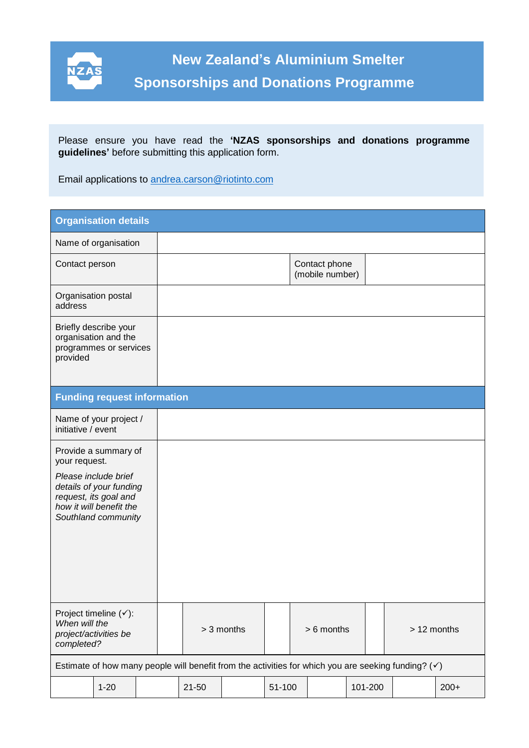# New Zealand's Aluminium Smelter
## Sponsorships and Donations Programme

Please ensure you have read the **'NZAS sponsorships and donations programme guidelines'** before submitting this application form.

Email applications to andrea.carson@riotinto.com

| **Organisation details** | | | |
|---|---|---|---|
| Name of organisation | | | |
| Contact person | | Contact phone (mobile number) | |
| Organisation postal address | | | |
| Briefly describe your organisation and the programmes or services provided | | | |

| **Funding request information** | | | | | | |
|---|---|---|---|---|---|---|
| Name of your project / initiative / event | | | | | | |
| Provide a summary of your request. *Please include brief details of your funding request, its goal and how it will benefit the Southland community* | | | | | | |
| Project timeline (✓): *When will the project/activities be completed?* | | > 3 months | | > 6 months | | > 12 months |

| Estimate of how many people will benefit from the activities for which you are seeking funding? (✓) | | | | | | | | | |
|---|---|---|---|---|---|---|---|---|---|
| | 1-20 | | 21-50 | | 51-100 | | 101-200 | | 200+ |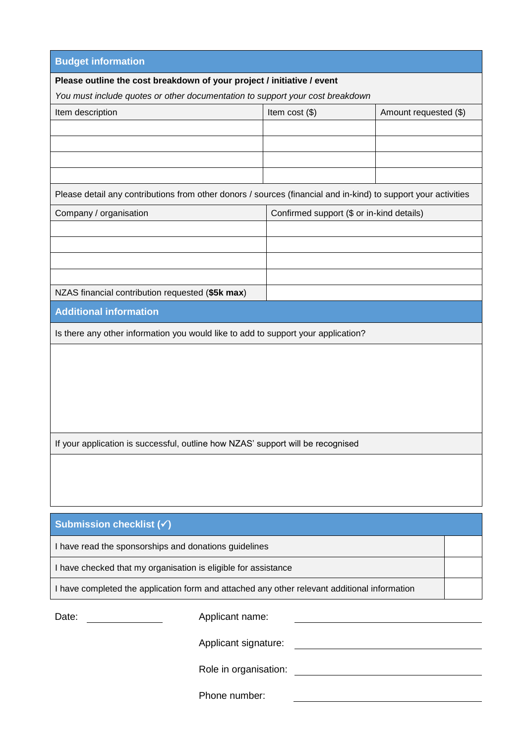## Budget information

**Please outline the cost breakdown of your project / initiative / event**

*You must include quotes or other documentation to support your cost breakdown*

| Item description | Item cost ($) | Amount requested ($) |
|---|---|---|
| | | |
| | | |
| | | |
| | | |

Please detail any contributions from other donors / sources (financial and in-kind) to support your activities

| Company / organisation | Confirmed support ($ or in-kind details) |
|---|---|
| | |
| | |
| | |
| | |
| NZAS financial contribution requested (**$5k max**) | |

## Additional information

Is there any other information you would like to add to support your application?

If your application is successful, outline how NZAS' support will be recognised

## Submission checklist (✓)

| | |
|---|---|
| I have read the sponsorships and donations guidelines | |
| I have checked that my organisation is eligible for assistance | |
| I have completed the application form and attached any other relevant additional information | |

Date: ____________

Applicant name: ____________

Applicant signature: ____________

Role in organisation: ____________

Phone number: ____________